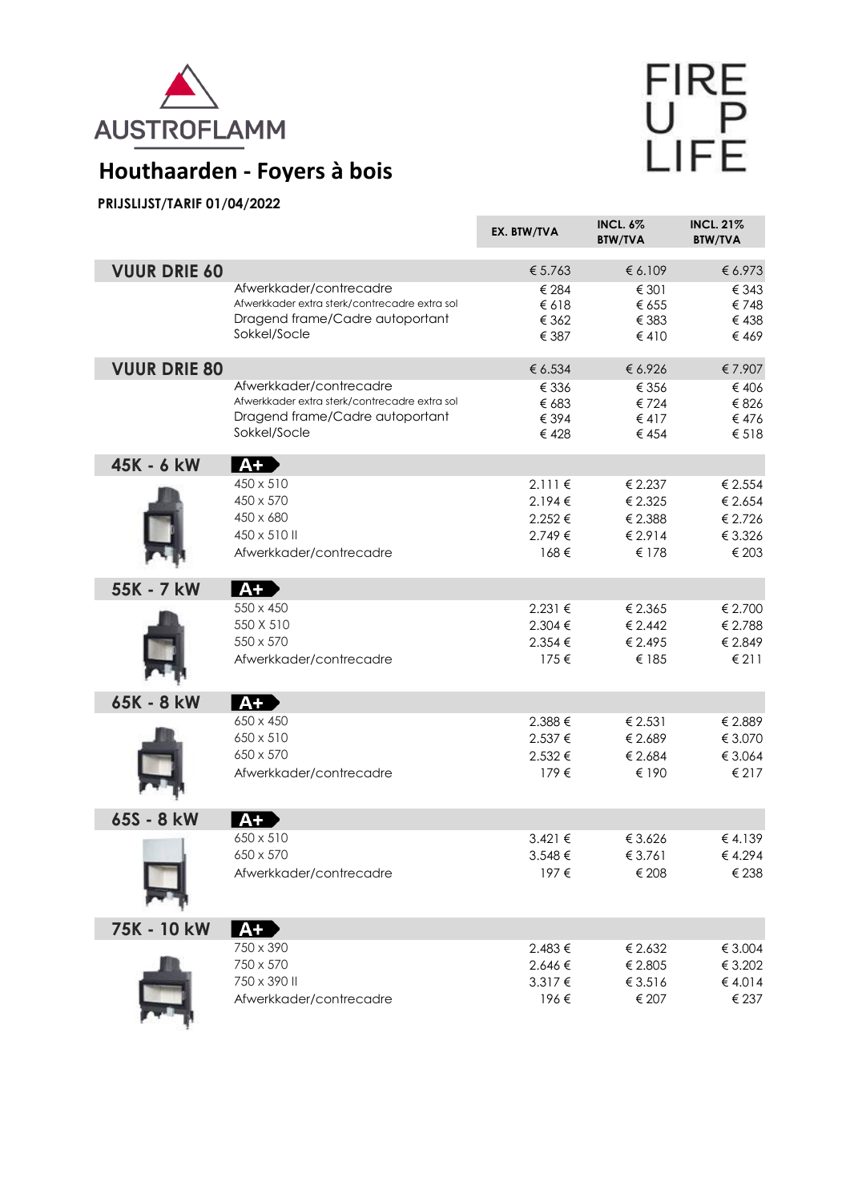AUSTROFLAMM

FIRE UP LIFE

# Houthaarden - Foyers à bois

**PRIJSLIJST/TARIF 01/04/2022**

| | | EX. BTW/TVA | INCL. 6% BTW/TVA | INCL. 21% BTW/TVA |
|---|---|---|---|---|
| **VUUR DRIE 60** | | € 5.763 | € 6.109 | € 6.973 |
| | Afwerkkader/contrecadre | € 284 | € 301 | € 343 |
| | Afwerkkader extra sterk/contrecadre extra sol | € 618 | € 655 | € 748 |
| | Dragend frame/Cadre autoportant | € 362 | € 383 | € 438 |
| | Sokkel/Socle | € 387 | € 410 | € 469 |
| **VUUR DRIE 80** | | € 6.534 | € 6.926 | € 7.907 |
| | Afwerkkader/contrecadre | € 336 | € 356 | € 406 |
| | Afwerkkader extra sterk/contrecadre extra sol | € 683 | € 724 | € 826 |
| | Dragend frame/Cadre autoportant | € 394 | € 417 | € 476 |
| | Sokkel/Socle | € 428 | € 454 | € 518 |
| **45K - 6 kW** | A+ | | | |
| | 450 x 510 | 2.111 € | € 2.237 | € 2.554 |
| | 450 x 570 | 2.194 € | € 2.325 | € 2.654 |
| | 450 x 680 | 2.252 € | € 2.388 | € 2.726 |
| | 450 x 510 II | 2.749 € | € 2.914 | € 3.326 |
| | Afwerkkader/contrecadre | 168 € | € 178 | € 203 |
| **55K - 7 kW** | A+ | | | |
| | 550 x 450 | 2.231 € | € 2.365 | € 2.700 |
| | 550 X 510 | 2.304 € | € 2.442 | € 2.788 |
| | 550 x 570 | 2.354 € | € 2.495 | € 2.849 |
| | Afwerkkader/contrecadre | 175 € | € 185 | € 211 |
| **65K - 8 kW** | A+ | | | |
| | 650 x 450 | 2.388 € | € 2.531 | € 2.889 |
| | 650 x 510 | 2.537 € | € 2.689 | € 3.070 |
| | 650 x 570 | 2.532 € | € 2.684 | € 3.064 |
| | Afwerkkader/contrecadre | 179 € | € 190 | € 217 |
| **65S - 8 kW** | A+ | | | |
| | 650 x 510 | 3.421 € | € 3.626 | € 4.139 |
| | 650 x 570 | 3.548 € | € 3.761 | € 4.294 |
| | Afwerkkader/contrecadre | 197 € | € 208 | € 238 |
| **75K - 10 kW** | A+ | | | |
| | 750 x 390 | 2.483 € | € 2.632 | € 3.004 |
| | 750 x 570 | 2.646 € | € 2.805 | € 3.202 |
| | 750 x 390 II | 3.317 € | € 3.516 | € 4.014 |
| | Afwerkkader/contrecadre | 196 € | € 207 | € 237 |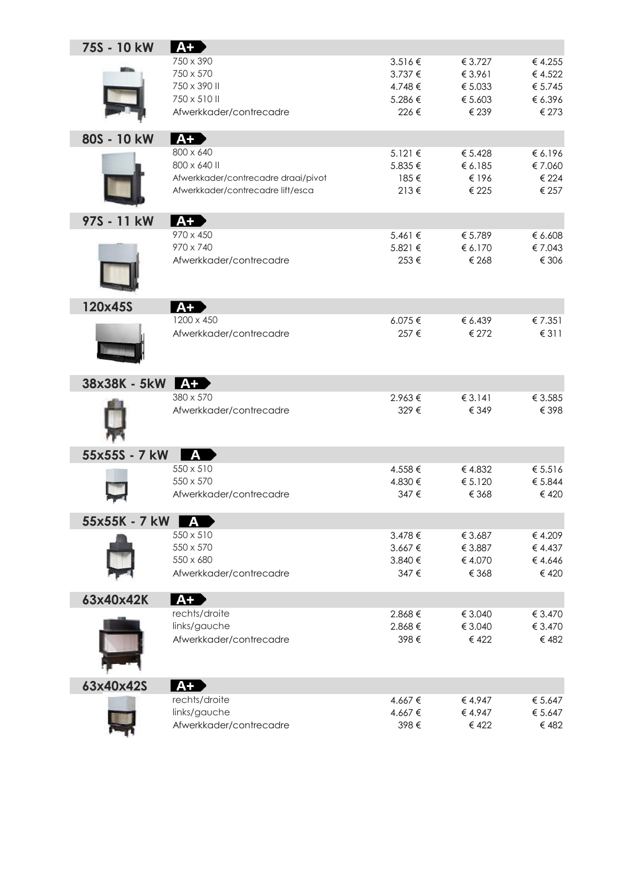## 75S - 10 kW — A+

| | | | |
|---|---|---|---|
| 750 x 390 | 3.516 € | € 3.727 | € 4.255 |
| 750 x 570 | 3.737 € | € 3.961 | € 4.522 |
| 750 x 390 II | 4.748 € | € 5.033 | € 5.745 |
| 750 x 510 II | 5.286 € | € 5.603 | € 6.396 |
| Afwerkkader/contrecadre | 226 € | € 239 | € 273 |

## 80S - 10 kW — A+

| | | | |
|---|---|---|---|
| 800 x 640 | 5.121 € | € 5.428 | € 6.196 |
| 800 x 640 II | 5.835 € | € 6.185 | € 7.060 |
| Afwerkkader/contrecadre draai/pivot | 185 € | € 196 | € 224 |
| Afwerkkader/contrecadre lift/esca | 213 € | € 225 | € 257 |

## 97S - 11 kW — A+

| | | | |
|---|---|---|---|
| 970 x 450 | 5.461 € | € 5.789 | € 6.608 |
| 970 x 740 | 5.821 € | € 6.170 | € 7.043 |
| Afwerkkader/contrecadre | 253 € | € 268 | € 306 |

## 120x45S — A+

| | | | |
|---|---|---|---|
| 1200 x 450 | 6.075 € | € 6.439 | € 7.351 |
| Afwerkkader/contrecadre | 257 € | € 272 | € 311 |

## 38x38K - 5kW — A+

| | | | |
|---|---|---|---|
| 380 x 570 | 2.963 € | € 3.141 | € 3.585 |
| Afwerkkader/contrecadre | 329 € | € 349 | € 398 |

## 55x55S - 7 kW — A

| | | | |
|---|---|---|---|
| 550 x 510 | 4.558 € | € 4.832 | € 5.516 |
| 550 x 570 | 4.830 € | € 5.120 | € 5.844 |
| Afwerkkader/contrecadre | 347 € | € 368 | € 420 |

## 55x55K - 7 kW — A

| | | | |
|---|---|---|---|
| 550 x 510 | 3.478 € | € 3.687 | € 4.209 |
| 550 x 570 | 3.667 € | € 3.887 | € 4.437 |
| 550 x 680 | 3.840 € | € 4.070 | € 4.646 |
| Afwerkkader/contrecadre | 347 € | € 368 | € 420 |

## 63x40x42K — A+

| | | | |
|---|---|---|---|
| rechts/droite | 2.868 € | € 3.040 | € 3.470 |
| links/gauche | 2.868 € | € 3.040 | € 3.470 |
| Afwerkkader/contrecadre | 398 € | € 422 | € 482 |

## 63x40x42S — A+

| | | | |
|---|---|---|---|
| rechts/droite | 4.667 € | € 4.947 | € 5.647 |
| links/gauche | 4.667 € | € 4.947 | € 5.647 |
| Afwerkkader/contrecadre | 398 € | € 422 | € 482 |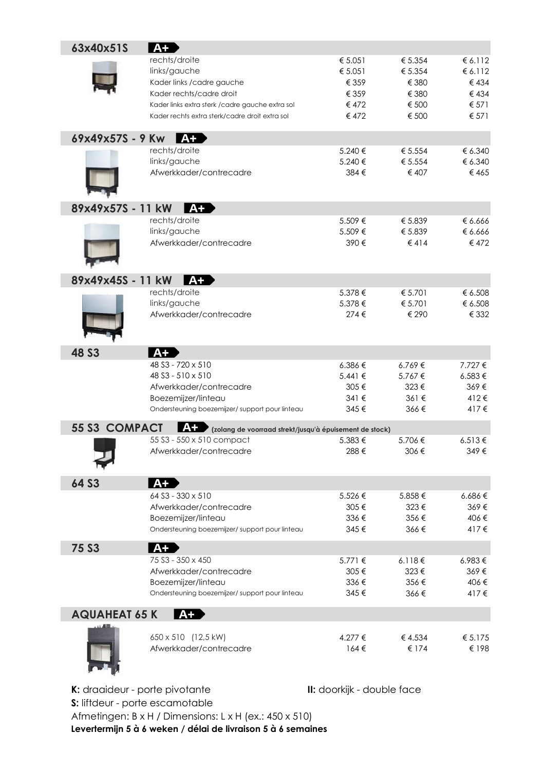## 63x40x51S A+

| | | | |
|---|---|---|---|
| rechts/droite | € 5.051 | € 5.354 | € 6.112 |
| links/gauche | € 5.051 | € 5.354 | € 6.112 |
| Kader links /cadre gauche | € 359 | € 380 | € 434 |
| Kader rechts/cadre droit | € 359 | € 380 | € 434 |
| Kader links extra sterk /cadre gauche extra sol | € 472 | € 500 | € 571 |
| Kader rechts extra sterk/cadre droit extra sol | € 472 | € 500 | € 571 |

## 69x49x57S - 9 Kw A+

| | | | |
|---|---|---|---|
| rechts/droite | 5.240 € | € 5.554 | € 6.340 |
| links/gauche | 5.240 € | € 5.554 | € 6.340 |
| Afwerkkader/contrecadre | 384 € | € 407 | € 465 |

## 89x49x57S - 11 kW A+

| | | | |
|---|---|---|---|
| rechts/droite | 5.509 € | € 5.839 | € 6.666 |
| links/gauche | 5.509 € | € 5.839 | € 6.666 |
| Afwerkkader/contrecadre | 390 € | € 414 | € 472 |

## 89x49x45S - 11 kW A+

| | | | |
|---|---|---|---|
| rechts/droite | 5.378 € | € 5.701 | € 6.508 |
| links/gauche | 5.378 € | € 5.701 | € 6.508 |
| Afwerkkader/contrecadre | 274 € | € 290 | € 332 |

## 48 S3 A+

| | | | |
|---|---|---|---|
| 48 S3 - 720 x 510 | 6.386 € | 6.769 € | 7.727 € |
| 48 S3 - 510 x 510 | 5.441 € | 5.767 € | 6.583 € |
| Afwerkkader/contrecadre | 305 € | 323 € | 369 € |
| Boezemijzer/linteau | 341 € | 361 € | 412 € |
| Ondersteuning boezemijzer/ support pour linteau | 345 € | 366 € | 417 € |

## 55 S3 COMPACT A+ (zolang de voorraad strekt/jusqu'à épuisement de stock)

| | | | |
|---|---|---|---|
| 55 S3 - 550 x 510 compact | 5.383 € | 5.706 € | 6.513 € |
| Afwerkkader/contrecadre | 288 € | 306 € | 349 € |

## 64 S3 A+

| | | | |
|---|---|---|---|
| 64 S3 - 330 x 510 | 5.526 € | 5.858 € | 6.686 € |
| Afwerkkader/contrecadre | 305 € | 323 € | 369 € |
| Boezemijzer/linteau | 336 € | 356 € | 406 € |
| Ondersteuning boezemijzer/ support pour linteau | 345 € | 366 € | 417 € |

## 75 S3 A+

| | | | |
|---|---|---|---|
| 75 S3 - 350 x 450 | 5.771 € | 6.118 € | 6.983 € |
| Afwerkkader/contrecadre | 305 € | 323 € | 369 € |
| Boezemijzer/linteau | 336 € | 356 € | 406 € |
| Ondersteuning boezemijzer/ support pour linteau | 345 € | 366 € | 417 € |

## AQUAHEAT 65 K A+

| | | | |
|---|---|---|---|
| 650 x 510 (12,5 kW) | 4.277 € | € 4.534 | € 5.175 |
| Afwerkkader/contrecadre | 164 € | € 174 | € 198 |

**K:** draaideur - porte pivotante

**II:** doorkijk - double face

**S:** liftdeur - porte escamotable

Afmetingen: B x H / Dimensions: L x H (ex.: 450 x 510)

**Levertermijn 5 à 6 weken / délai de livraison 5 à 6 semaines**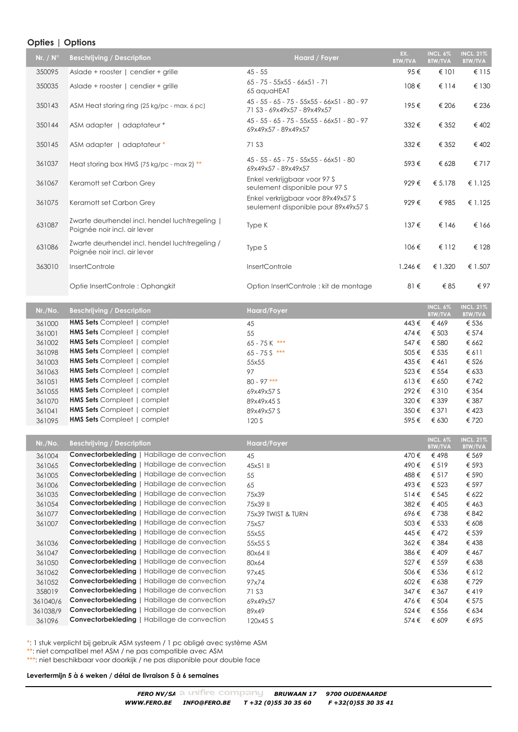## Opties | Options

| Nr. / N° | Beschrijving / Description | Haard / Foyer | EX. BTW/TVA | INCL. 6% BTW/TVA | INCL. 21% BTW/TVA |
|---|---|---|---|---|---|
| 350095 | Aslade + rooster \| cendier + grille | 45 - 55 | 95 € | € 101 | € 115 |
| 350035 | Aslade + rooster \| cendier + grille | 65 - 75 - 55x55 - 66x51 - 71 65 aquaHEAT | 108 € | € 114 | € 130 |
| 350143 | ASM Heat storing ring (25 kg/pc - max. 6 pc) | 45 - 55 - 65 - 75 - 55x55 - 66x51 - 80 - 97 71 S3 - 69x49x57 - 89x49x57 | 195 € | € 206 | € 236 |
| 350144 | ASM adapter \| adaptateur * | 45 - 55 - 65 - 75 - 55x55 - 66x51 - 80 - 97 69x49x57 - 89x49x57 | 332 € | € 352 | € 402 |
| 350145 | ASM adapter \| adaptateur * | 71 S3 | 332 € | € 352 | € 402 |
| 361037 | Heat storing box HMS (75 kg/pc - max 2) ** | 45 - 55 - 65 - 75 - 55x55 - 66x51 - 80 69x49x57 - 89x49x57 | 593 € | € 628 | € 717 |
| 361067 | Keramott set Carbon Grey | Enkel verkrijgbaar voor 97 S seulement disponible pour 97 S | 929 € | € 5.178 | € 1.125 |
| 361075 | Keramott set Carbon Grey | Enkel verkrijgbaar voor 89x49x57 S seulement disponible pour 89x49x57 S | 929 € | € 985 | € 1.125 |
| 631087 | Zwarte deurhendel incl. hendel luchtregeling \| Poignée noir incl. air lever | Type K | 137 € | € 146 | € 166 |
| 631086 | Zwarte deurhendel incl. hendel luchtregeling / Poignée noir incl. air lever | Type S | 106 € | € 112 | € 128 |
| 363010 | InsertControle | InsertControle | 1.246 € | € 1.320 | € 1.507 |
| | Optie InsertControle : Ophangkit | Option InsertControle : kit de montage | 81 € | € 85 | € 97 |

| Nr./No. | Beschrijving / Description | Haard/Foyer | | INCL. 6% BTW/TVA | INCL. 21% BTW/TVA |
|---|---|---|---|---|---|
| 361000 | **HMS Sets** Compleet \| complet | 45 | 443 € | € 469 | € 536 |
| 361001 | **HMS Sets** Compleet \| complet | 55 | 474 € | € 503 | € 574 |
| 361002 | **HMS Sets** Compleet \| complet | 65 - 75 K *** | 547 € | € 580 | € 662 |
| 361098 | **HMS Sets** Compleet \| complet | 65 - 75 S *** | 505 € | € 535 | € 611 |
| 361003 | **HMS Sets** Compleet \| complet | 55x55 | 435 € | € 461 | € 526 |
| 361063 | **HMS Sets** Compleet \| complet | 97 | 523 € | € 554 | € 633 |
| 361051 | **HMS Sets** Compleet \| complet | 80 - 97 *** | 613 € | € 650 | € 742 |
| 361055 | **HMS Sets** Compleet \| complet | 69x49x57 S | 292 € | € 310 | € 354 |
| 361070 | **HMS Sets** Compleet \| complet | 89x49x45 S | 320 € | € 339 | € 387 |
| 361041 | **HMS Sets** Compleet \| complet | 89x49x57 S | 350 € | € 371 | € 423 |
| 361095 | **HMS Sets** Compleet \| complet | 120 S | 595 € | € 630 | € 720 |

| Nr./No. | Beschrijving / Description | Haard/Foyer | | INCL. 6% BTW/TVA | INCL. 21% BTW/TVA |
|---|---|---|---|---|---|
| 361004 | **Convectorbekleding** \| Habillage de convection | 45 | 470 € | € 498 | € 569 |
| 361065 | **Convectorbekleding** \| Habillage de convection | 45x51 II | 490 € | € 519 | € 593 |
| 361005 | **Convectorbekleding** \| Habillage de convection | 55 | 488 € | € 517 | € 590 |
| 361006 | **Convectorbekleding** \| Habillage de convection | 65 | 493 € | € 523 | € 597 |
| 361035 | **Convectorbekleding** \| Habillage de convection | 75x39 | 514 € | € 545 | € 622 |
| 361054 | **Convectorbekleding** \| Habillage de convection | 75x39 II | 382 € | € 405 | € 463 |
| 361077 | **Convectorbekleding** \| Habillage de convection | 75x39 TWIST & TURN | 696 € | € 738 | € 842 |
| 361007 | **Convectorbekleding** \| Habillage de convection | 75x57 | 503 € | € 533 | € 608 |
| | **Convectorbekleding** \| Habillage de convection | 55x55 | 445 € | € 472 | € 539 |
| 361036 | **Convectorbekleding** \| Habillage de convection | 55x55 S | 362 € | € 384 | € 438 |
| 361047 | **Convectorbekleding** \| Habillage de convection | 80x64 II | 386 € | € 409 | € 467 |
| 361050 | **Convectorbekleding** \| Habillage de convection | 80x64 | 527 € | € 559 | € 638 |
| 361062 | **Convectorbekleding** \| Habillage de convection | 97x45 | 506 € | € 536 | € 612 |
| 361052 | **Convectorbekleding** \| Habillage de convection | 97x74 | 602 € | € 638 | € 729 |
| 358019 | **Convectorbekleding** \| Habillage de convection | 71 S3 | 347 € | € 367 | € 419 |
| 361040/6 | **Convectorbekleding** \| Habillage de convection | 69x49x57 | 476 € | € 504 | € 575 |
| 361038/9 | **Convectorbekleding** \| Habillage de convection | 89x49 | 524 € | € 556 | € 634 |
| 361096 | **Convectorbekleding** \| Habillage de convection | 120x45 S | 574 € | € 609 | € 695 |

*: 1 stuk verplicht bij gebruik ASM systeem / 1 pc obligé avec système ASM
**: niet compatibel met ASM / ne pas compatible avec ASM
***: niet beschikbaar voor doorkijk / ne pas disponible pour double face

**Levertermijn 5 à 6 weken / délai de livraison 5 à 6 semaines**

***FERO NV/SA*** a unifire company ***BRUWAAN 17 9700 OUDENAARDE***
***WWW.FERO.BE INFO@FERO.BE T +32 (0)55 30 35 60 F +32(0)55 30 35 41***